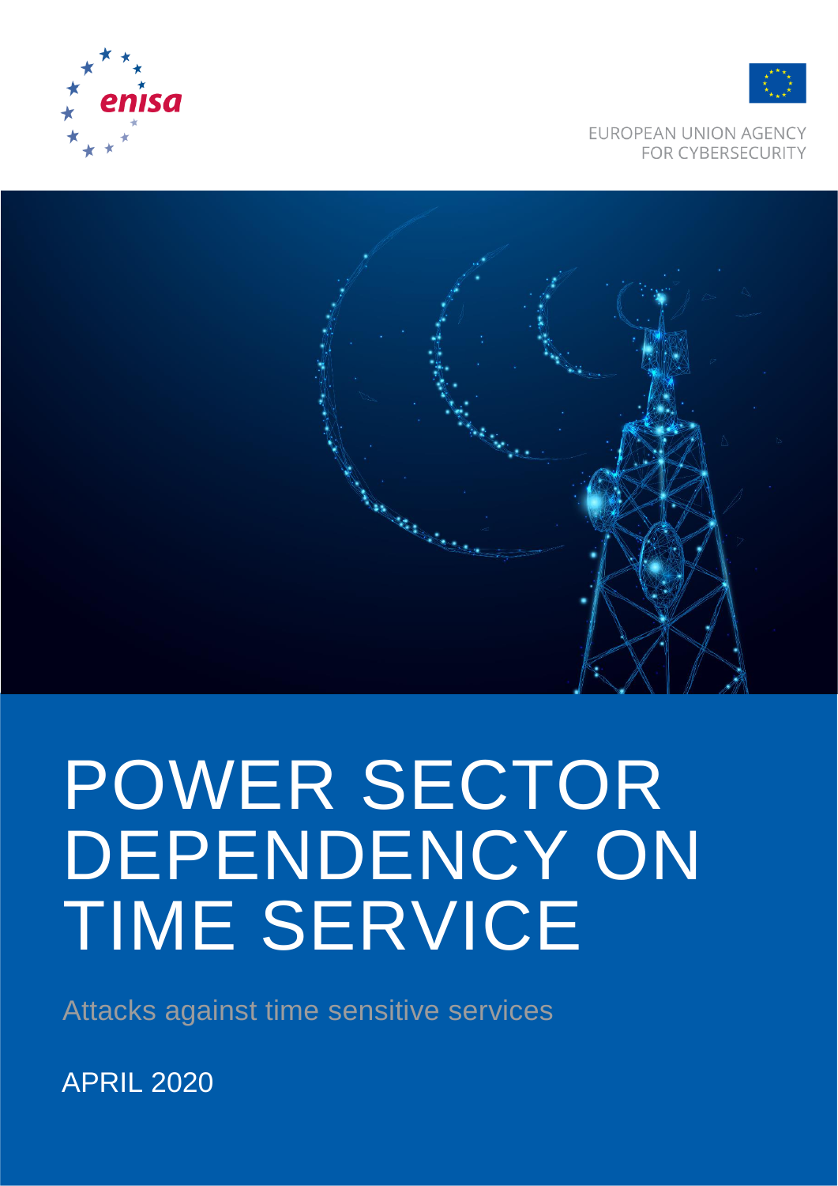EUROPEAN UNION AGENCY FOR CYBERSECURITY

# POWER SECTOR DEPENDENCY ON TIME SERVICE

Attacks against time sensitive services

APRIL 2020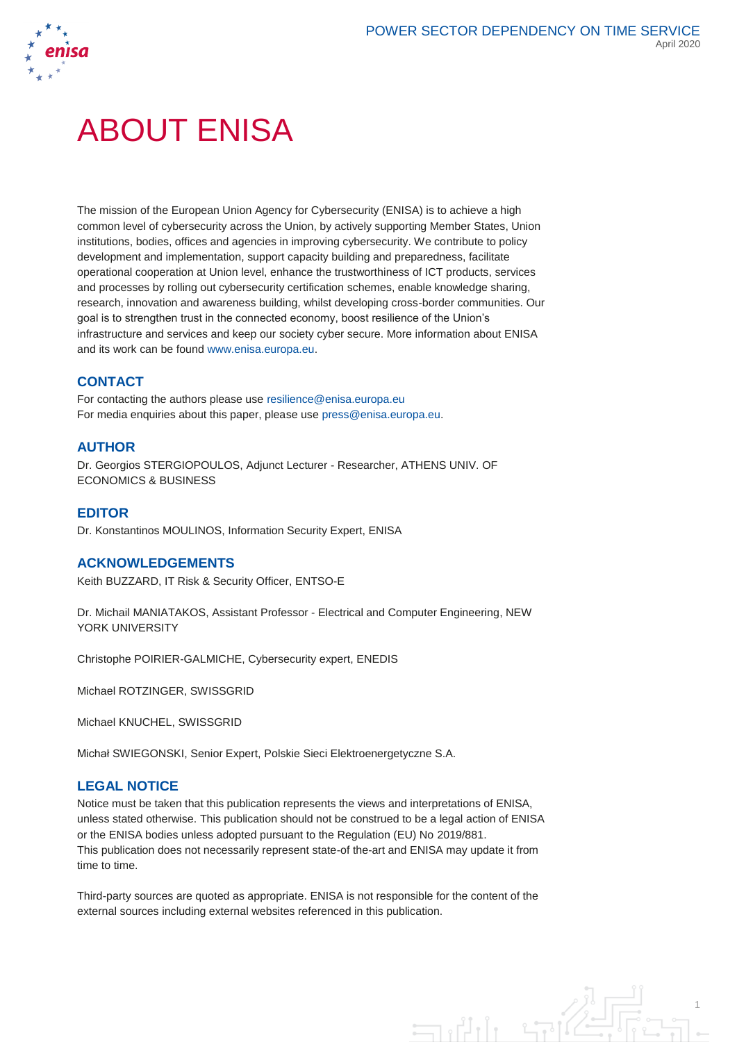# ABOUT ENISA

The mission of the European Union Agency for Cybersecurity (ENISA) is to achieve a high common level of cybersecurity across the Union, by actively supporting Member States, Union institutions, bodies, offices and agencies in improving cybersecurity. We contribute to policy development and implementation, support capacity building and preparedness, facilitate operational cooperation at Union level, enhance the trustworthiness of ICT products, services and processes by rolling out cybersecurity certification schemes, enable knowledge sharing, research, innovation and awareness building, whilst developing cross-border communities. Our goal is to strengthen trust in the connected economy, boost resilience of the Union's infrastructure and services and keep our society cyber secure. More information about ENISA and its work can be found www.enisa.europa.eu.

## CONTACT

For contacting the authors please use resilience@enisa.europa.eu
For media enquiries about this paper, please use press@enisa.europa.eu.

## AUTHOR

Dr. Georgios STERGIOPOULOS, Adjunct Lecturer - Researcher, ATHENS UNIV. OF ECONOMICS & BUSINESS

## EDITOR

Dr. Konstantinos MOULINOS, Information Security Expert, ENISA

## ACKNOWLEDGEMENTS

Keith BUZZARD, IT Risk & Security Officer, ENTSO-E

Dr. Michail MANIATAKOS, Assistant Professor - Electrical and Computer Engineering, NEW YORK UNIVERSITY

Christophe POIRIER-GALMICHE, Cybersecurity expert, ENEDIS

Michael ROTZINGER, SWISSGRID

Michael KNUCHEL, SWISSGRID

Michał SWIEGONSKI, Senior Expert, Polskie Sieci Elektroenergetyczne S.A.

## LEGAL NOTICE

Notice must be taken that this publication represents the views and interpretations of ENISA, unless stated otherwise. This publication should not be construed to be a legal action of ENISA or the ENISA bodies unless adopted pursuant to the Regulation (EU) No 2019/881.
This publication does not necessarily represent state-of the-art and ENISA may update it from time to time.

Third-party sources are quoted as appropriate. ENISA is not responsible for the content of the external sources including external websites referenced in this publication.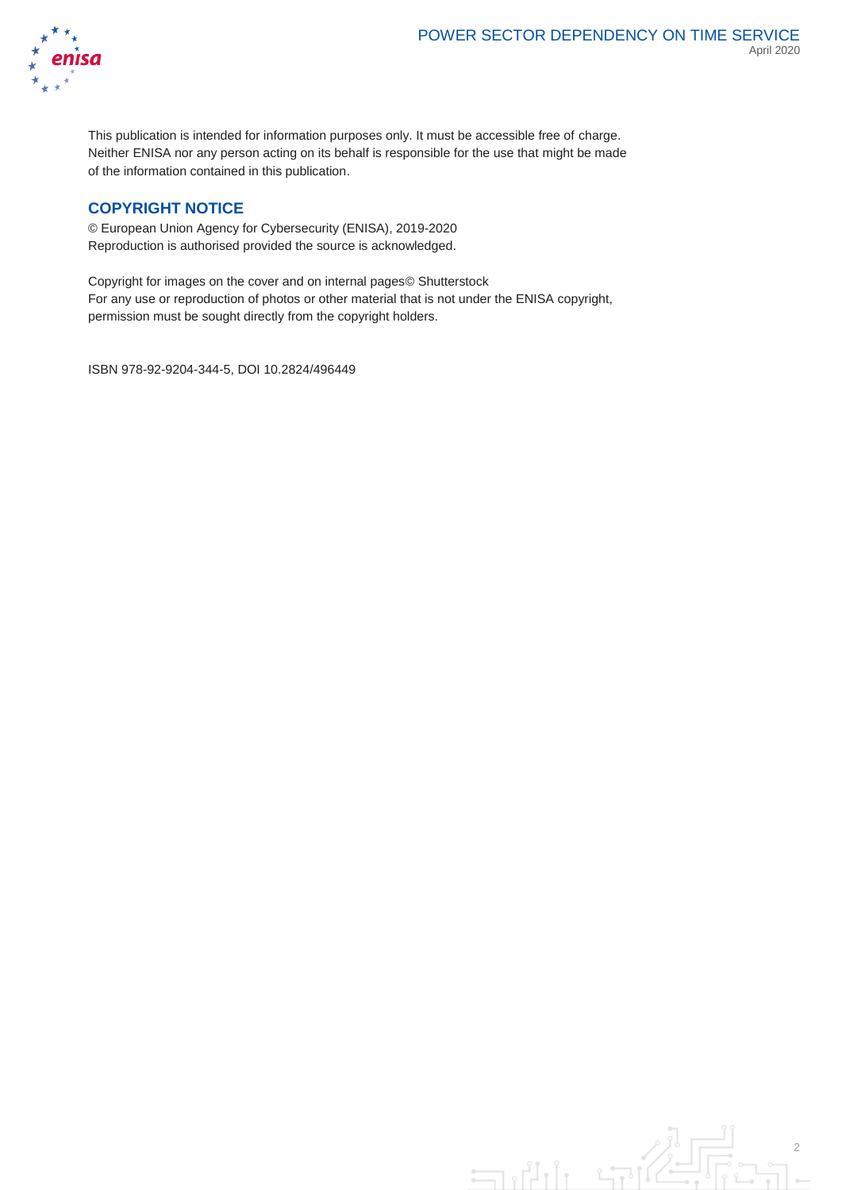This publication is intended for information purposes only. It must be accessible free of charge. Neither ENISA nor any person acting on its behalf is responsible for the use that might be made of the information contained in this publication.

## COPYRIGHT NOTICE

© European Union Agency for Cybersecurity (ENISA), 2019-2020
Reproduction is authorised provided the source is acknowledged.

Copyright for images on the cover and on internal pages© Shutterstock
For any use or reproduction of photos or other material that is not under the ENISA copyright, permission must be sought directly from the copyright holders.

ISBN 978-92-9204-344-5, DOI 10.2824/496449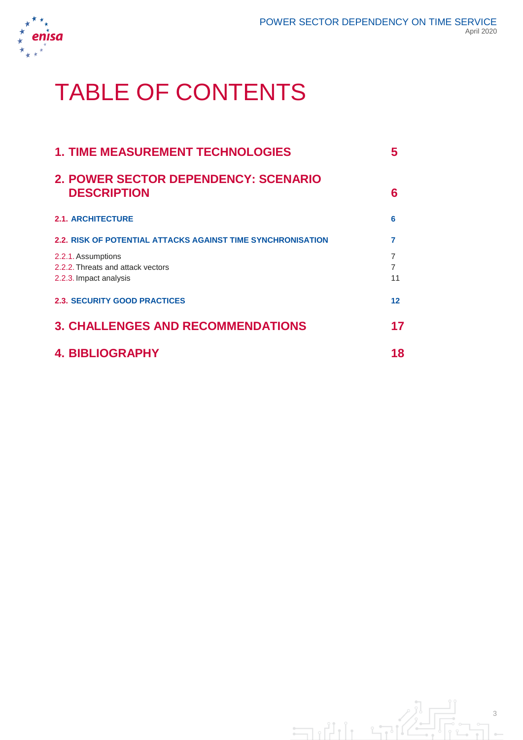# TABLE OF CONTENTS

| | |
|---|---|
| **1. TIME MEASUREMENT TECHNOLOGIES** | **5** |
| **2. POWER SECTOR DEPENDENCY: SCENARIO DESCRIPTION** | **6** |
| **2.1. ARCHITECTURE** | **6** |
| **2.2. RISK OF POTENTIAL ATTACKS AGAINST TIME SYNCHRONISATION** | **7** |
| 2.2.1. Assumptions | 7 |
| 2.2.2. Threats and attack vectors | 7 |
| 2.2.3. Impact analysis | 11 |
| **2.3. SECURITY GOOD PRACTICES** | **12** |
| **3. CHALLENGES AND RECOMMENDATIONS** | **17** |
| **4. BIBLIOGRAPHY** | **18** |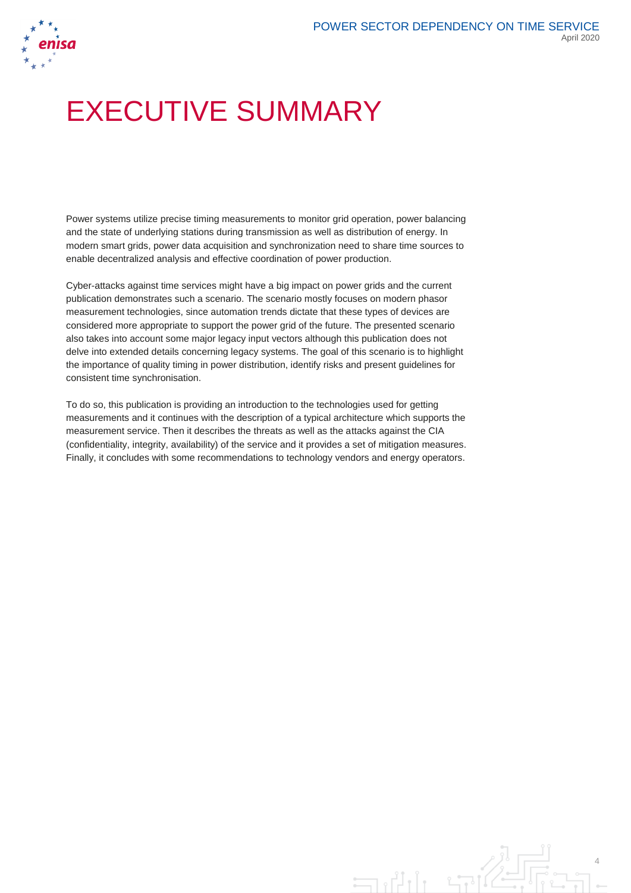# EXECUTIVE SUMMARY

Power systems utilize precise timing measurements to monitor grid operation, power balancing and the state of underlying stations during transmission as well as distribution of energy. In modern smart grids, power data acquisition and synchronization need to share time sources to enable decentralized analysis and effective coordination of power production.

Cyber-attacks against time services might have a big impact on power grids and the current publication demonstrates such a scenario. The scenario mostly focuses on modern phasor measurement technologies, since automation trends dictate that these types of devices are considered more appropriate to support the power grid of the future. The presented scenario also takes into account some major legacy input vectors although this publication does not delve into extended details concerning legacy systems. The goal of this scenario is to highlight the importance of quality timing in power distribution, identify risks and present guidelines for consistent time synchronisation.

To do so, this publication is providing an introduction to the technologies used for getting measurements and it continues with the description of a typical architecture which supports the measurement service. Then it describes the threats as well as the attacks against the CIA (confidentiality, integrity, availability) of the service and it provides a set of mitigation measures. Finally, it concludes with some recommendations to technology vendors and energy operators.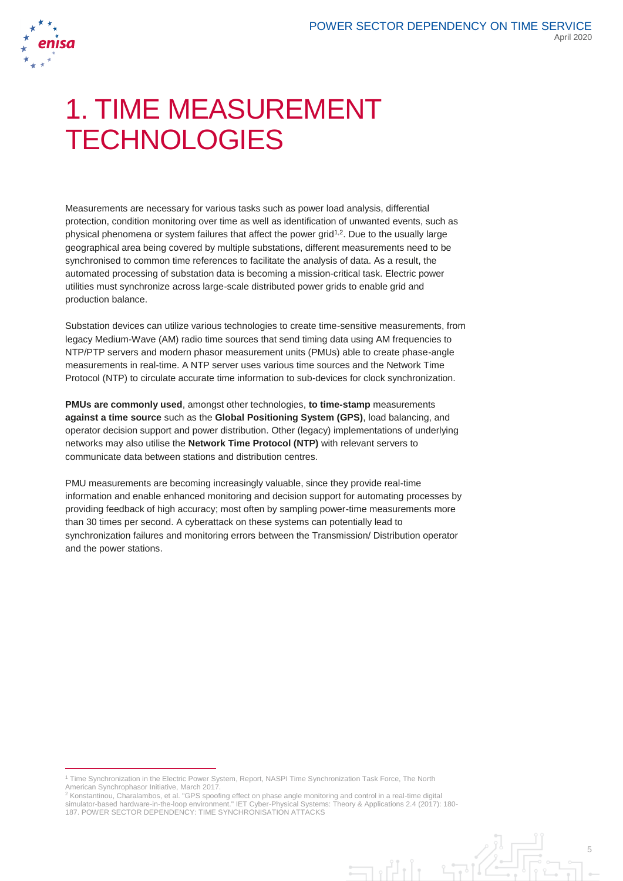# 1. TIME MEASUREMENT TECHNOLOGIES

Measurements are necessary for various tasks such as power load analysis, differential protection, condition monitoring over time as well as identification of unwanted events, such as physical phenomena or system failures that affect the power grid[1,2]. Due to the usually large geographical area being covered by multiple substations, different measurements need to be synchronised to common time references to facilitate the analysis of data. As a result, the automated processing of substation data is becoming a mission-critical task. Electric power utilities must synchronize across large-scale distributed power grids to enable grid and production balance.

Substation devices can utilize various technologies to create time-sensitive measurements, from legacy Medium-Wave (AM) radio time sources that send timing data using AM frequencies to NTP/PTP servers and modern phasor measurement units (PMUs) able to create phase-angle measurements in real-time. A NTP server uses various time sources and the Network Time Protocol (NTP) to circulate accurate time information to sub-devices for clock synchronization.

**PMUs are commonly used**, amongst other technologies, **to time-stamp** measurements **against a time source** such as the **Global Positioning System (GPS)**, load balancing, and operator decision support and power distribution. Other (legacy) implementations of underlying networks may also utilise the **Network Time Protocol (NTP)** with relevant servers to communicate data between stations and distribution centres.

PMU measurements are becoming increasingly valuable, since they provide real-time information and enable enhanced monitoring and decision support for automating processes by providing feedback of high accuracy; most often by sampling power-time measurements more than 30 times per second. A cyberattack on these systems can potentially lead to synchronization failures and monitoring errors between the Transmission/ Distribution operator and the power stations.

---

[1] Time Synchronization in the Electric Power System, Report, NASPI Time Synchronization Task Force, The North American Synchrophasor Initiative, March 2017.

[2] Konstantinou, Charalambos, et al. "GPS spoofing effect on phase angle monitoring and control in a real-time digital simulator-based hardware-in-the-loop environment." IET Cyber-Physical Systems: Theory & Applications 2.4 (2017): 180-187. POWER SECTOR DEPENDENCY: TIME SYNCHRONISATION ATTACKS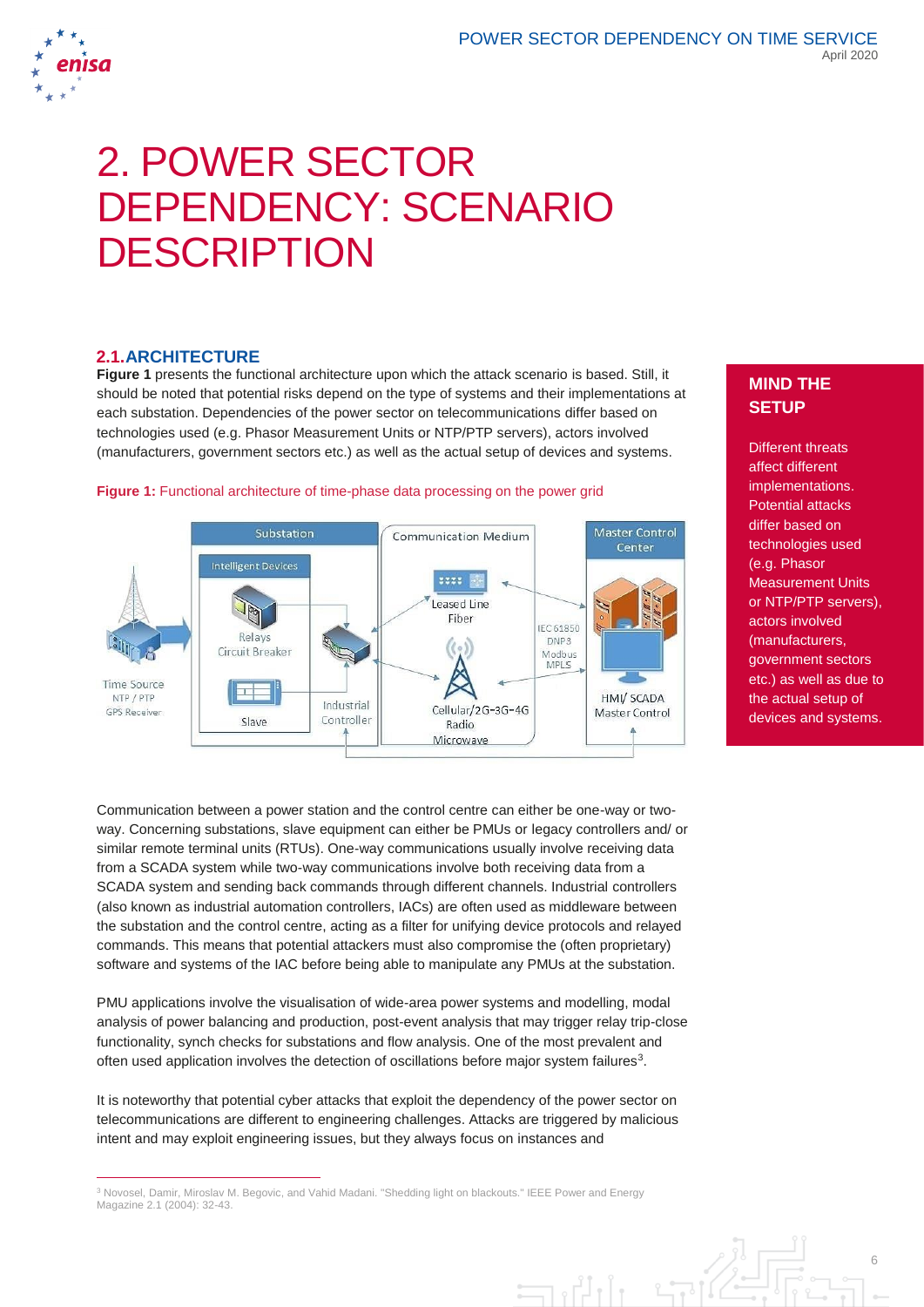# 2. POWER SECTOR DEPENDENCY: SCENARIO DESCRIPTION

## 2.1. ARCHITECTURE

**Figure 1** presents the functional architecture upon which the attack scenario is based. Still, it should be noted that potential risks depend on the type of systems and their implementations at each substation. Dependencies of the power sector on telecommunications differ based on technologies used (e.g. Phasor Measurement Units or NTP/PTP servers), actors involved (manufacturers, government sectors etc.) as well as the actual setup of devices and systems.

**MIND THE SETUP**

Different threats affect different implementations. Potential attacks differ based on technologies used (e.g. Phasor Measurement Units or NTP/PTP servers), actors involved (manufacturers, government sectors etc.) as well as due to the actual setup of devices and systems.

**Figure 1:** Functional architecture of time-phase data processing on the power grid

Communication between a power station and the control centre can either be one-way or two-way. Concerning substations, slave equipment can either be PMUs or legacy controllers and/ or similar remote terminal units (RTUs). One-way communications usually involve receiving data from a SCADA system while two-way communications involve both receiving data from a SCADA system and sending back commands through different channels. Industrial controllers (also known as industrial automation controllers, IACs) are often used as middleware between the substation and the control centre, acting as a filter for unifying device protocols and relayed commands. This means that potential attackers must also compromise the (often proprietary) software and systems of the IAC before being able to manipulate any PMUs at the substation.

PMU applications involve the visualisation of wide-area power systems and modelling, modal analysis of power balancing and production, post-event analysis that may trigger relay trip-close functionality, synch checks for substations and flow analysis. One of the most prevalent and often used application involves the detection of oscillations before major system failures[3].

It is noteworthy that potential cyber attacks that exploit the dependency of the power sector on telecommunications are different to engineering challenges. Attacks are triggered by malicious intent and may exploit engineering issues, but they always focus on instances and

---

[3] Novosel, Damir, Miroslav M. Begovic, and Vahid Madani. "Shedding light on blackouts." IEEE Power and Energy Magazine 2.1 (2004): 32-43.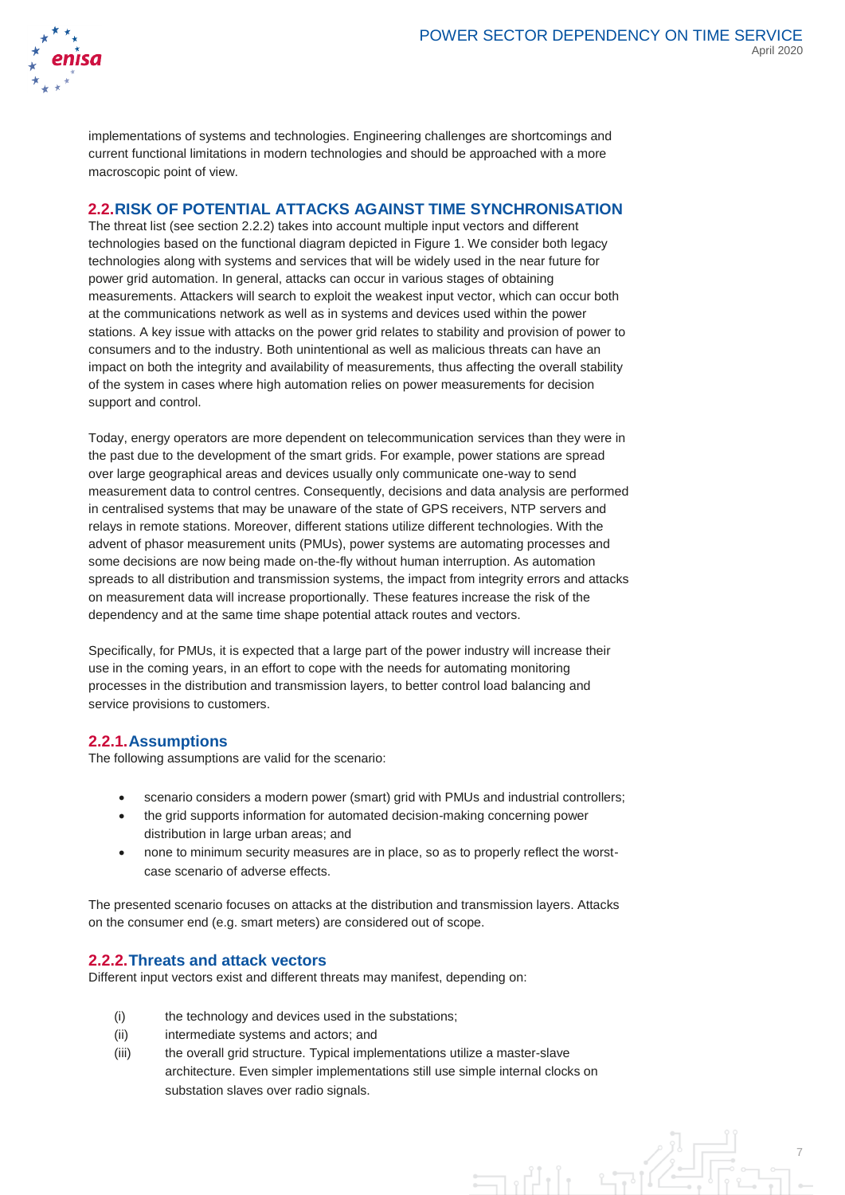implementations of systems and technologies. Engineering challenges are shortcomings and current functional limitations in modern technologies and should be approached with a more macroscopic point of view.

## 2.2. RISK OF POTENTIAL ATTACKS AGAINST TIME SYNCHRONISATION

The threat list (see section 2.2.2) takes into account multiple input vectors and different technologies based on the functional diagram depicted in Figure 1. We consider both legacy technologies along with systems and services that will be widely used in the near future for power grid automation. In general, attacks can occur in various stages of obtaining measurements. Attackers will search to exploit the weakest input vector, which can occur both at the communications network as well as in systems and devices used within the power stations. A key issue with attacks on the power grid relates to stability and provision of power to consumers and to the industry. Both unintentional as well as malicious threats can have an impact on both the integrity and availability of measurements, thus affecting the overall stability of the system in cases where high automation relies on power measurements for decision support and control.

Today, energy operators are more dependent on telecommunication services than they were in the past due to the development of the smart grids. For example, power stations are spread over large geographical areas and devices usually only communicate one-way to send measurement data to control centres. Consequently, decisions and data analysis are performed in centralised systems that may be unaware of the state of GPS receivers, NTP servers and relays in remote stations. Moreover, different stations utilize different technologies. With the advent of phasor measurement units (PMUs), power systems are automating processes and some decisions are now being made on-the-fly without human interruption. As automation spreads to all distribution and transmission systems, the impact from integrity errors and attacks on measurement data will increase proportionally. These features increase the risk of the dependency and at the same time shape potential attack routes and vectors.

Specifically, for PMUs, it is expected that a large part of the power industry will increase their use in the coming years, in an effort to cope with the needs for automating monitoring processes in the distribution and transmission layers, to better control load balancing and service provisions to customers.

### 2.2.1. Assumptions

The following assumptions are valid for the scenario:

- scenario considers a modern power (smart) grid with PMUs and industrial controllers;
- the grid supports information for automated decision-making concerning power distribution in large urban areas; and
- none to minimum security measures are in place, so as to properly reflect the worst-case scenario of adverse effects.

The presented scenario focuses on attacks at the distribution and transmission layers. Attacks on the consumer end (e.g. smart meters) are considered out of scope.

### 2.2.2. Threats and attack vectors

Different input vectors exist and different threats may manifest, depending on:

(i) the technology and devices used in the substations;
(ii) intermediate systems and actors; and
(iii) the overall grid structure. Typical implementations utilize a master-slave architecture. Even simpler implementations still use simple internal clocks on substation slaves over radio signals.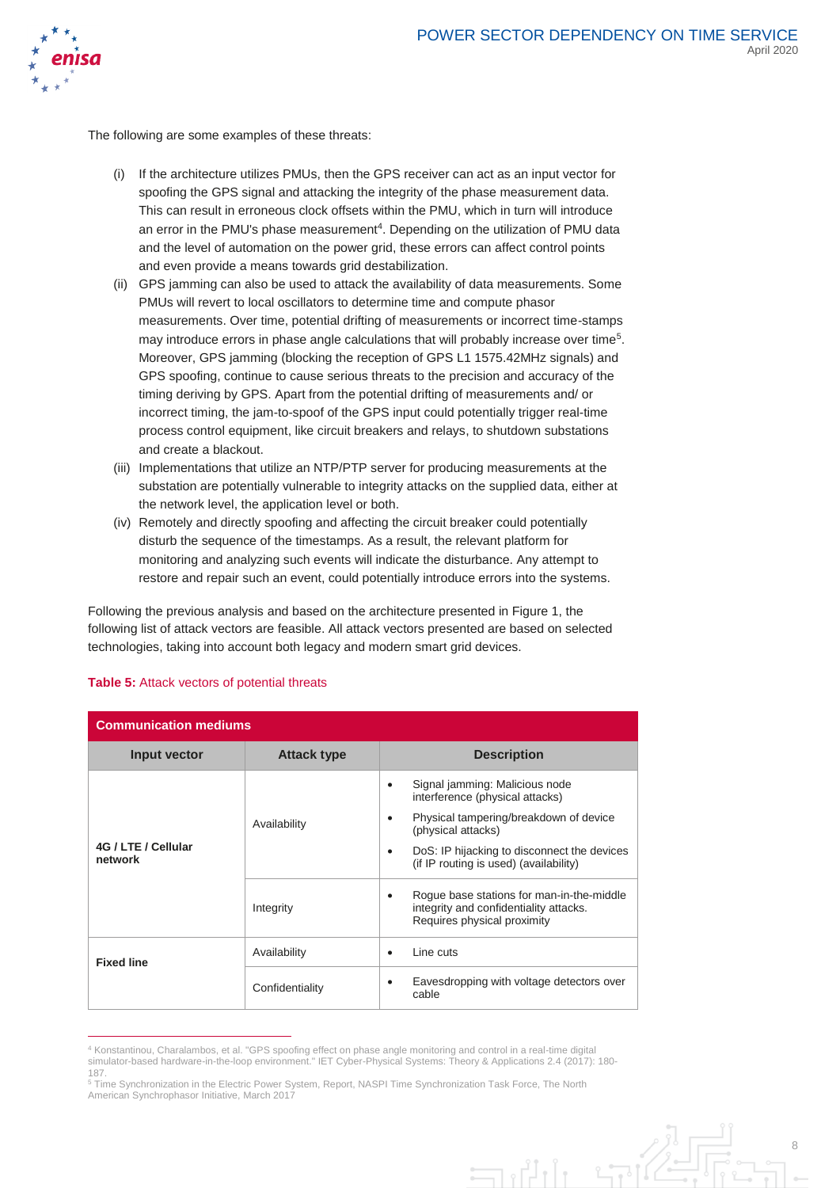The following are some examples of these threats:

(i) If the architecture utilizes PMUs, then the GPS receiver can act as an input vector for spoofing the GPS signal and attacking the integrity of the phase measurement data. This can result in erroneous clock offsets within the PMU, which in turn will introduce an error in the PMU's phase measurement[4]. Depending on the utilization of PMU data and the level of automation on the power grid, these errors can affect control points and even provide a means towards grid destabilization.

(ii) GPS jamming can also be used to attack the availability of data measurements. Some PMUs will revert to local oscillators to determine time and compute phasor measurements. Over time, potential drifting of measurements or incorrect time-stamps may introduce errors in phase angle calculations that will probably increase over time[5]. Moreover, GPS jamming (blocking the reception of GPS L1 1575.42MHz signals) and GPS spoofing, continue to cause serious threats to the precision and accuracy of the timing deriving by GPS. Apart from the potential drifting of measurements and/ or incorrect timing, the jam-to-spoof of the GPS input could potentially trigger real-time process control equipment, like circuit breakers and relays, to shutdown substations and create a blackout.

(iii) Implementations that utilize an NTP/PTP server for producing measurements at the substation are potentially vulnerable to integrity attacks on the supplied data, either at the network level, the application level or both.

(iv) Remotely and directly spoofing and affecting the circuit breaker could potentially disturb the sequence of the timestamps. As a result, the relevant platform for monitoring and analyzing such events will indicate the disturbance. Any attempt to restore and repair such an event, could potentially introduce errors into the systems.

Following the previous analysis and based on the architecture presented in Figure 1, the following list of attack vectors are feasible. All attack vectors presented are based on selected technologies, taking into account both legacy and modern smart grid devices.

**Table 5:** Attack vectors of potential threats

| **Communication mediums** | | |
|---|---|---|
| **Input vector** | **Attack type** | **Description** |
| **4G / LTE / Cellular network** | Availability | • Signal jamming: Malicious node interference (physical attacks)<br>• Physical tampering/breakdown of device (physical attacks)<br>• DoS: IP hijacking to disconnect the devices (if IP routing is used) (availability) |
| | Integrity | • Rogue base stations for man-in-the-middle integrity and confidentiality attacks. Requires physical proximity |
| **Fixed line** | Availability | • Line cuts |
| | Confidentiality | • Eavesdropping with voltage detectors over cable |

[4] Konstantinou, Charalambos, et al. "GPS spoofing effect on phase angle monitoring and control in a real-time digital simulator-based hardware-in-the-loop environment." IET Cyber-Physical Systems: Theory & Applications 2.4 (2017): 180-187.

[5] Time Synchronization in the Electric Power System, Report, NASPI Time Synchronization Task Force, The North American Synchrophasor Initiative, March 2017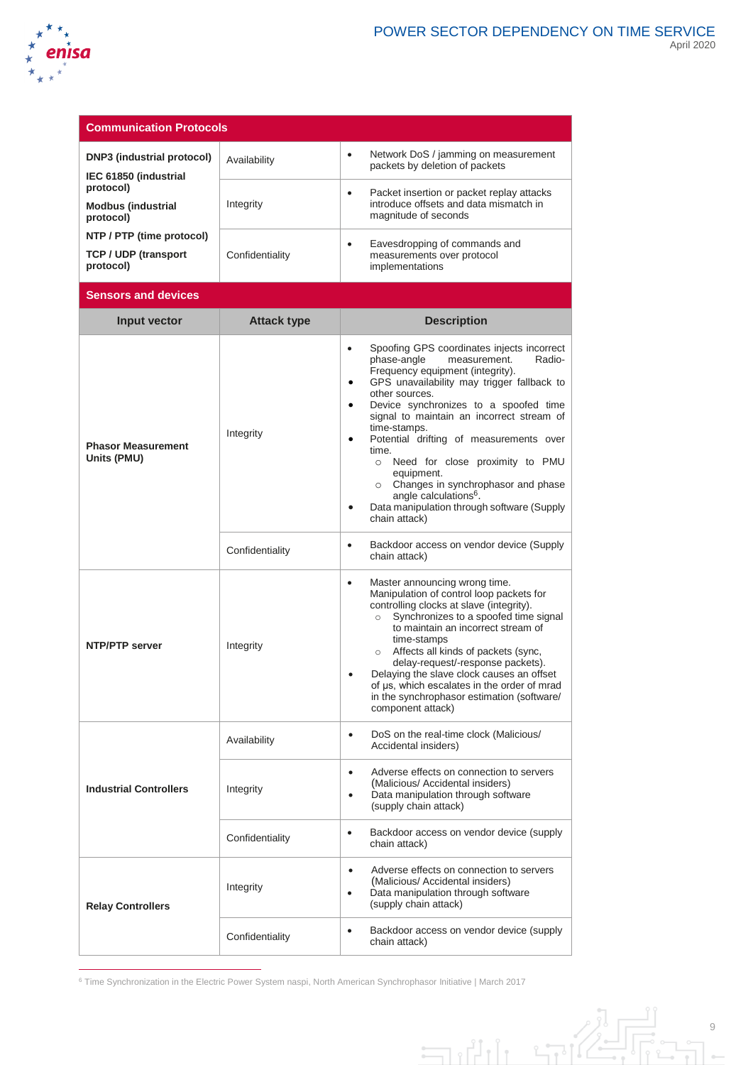| Communication Protocols | | |
|---|---|---|
| **DNP3 (industrial protocol)**<br>**IEC 61850 (industrial protocol)**<br>**Modbus (industrial protocol)**<br>**NTP / PTP (time protocol)**<br>**TCP / UDP (transport protocol)** | Availability | • Network DoS / jamming on measurement packets by deletion of packets |
| | Integrity | • Packet insertion or packet replay attacks introduce offsets and data mismatch in magnitude of seconds |
| | Confidentiality | • Eavesdropping of commands and measurements over protocol implementations |
| **Sensors and devices** | | |
| **Input vector** | **Attack type** | **Description** |
| **Phasor Measurement Units (PMU)** | Integrity | • Spoofing GPS coordinates injects incorrect phase-angle measurement. Radio-Frequency equipment (integrity).<br>• GPS unavailability may trigger fallback to other sources.<br>• Device synchronizes to a spoofed time signal to maintain an incorrect stream of time-stamps.<br>• Potential drifting of measurements over time.<br>  ○ Need for close proximity to PMU equipment.<br>  ○ Changes in synchrophasor and phase angle calculations[6].<br>• Data manipulation through software (Supply chain attack) |
| | Confidentiality | • Backdoor access on vendor device (Supply chain attack) |
| **NTP/PTP server** | Integrity | • Master announcing wrong time. Manipulation of control loop packets for controlling clocks at slave (integrity).<br>  ○ Synchronizes to a spoofed time signal to maintain an incorrect stream of time-stamps<br>  ○ Affects all kinds of packets (sync, delay-request/-response packets).<br>• Delaying the slave clock causes an offset of μs, which escalates in the order of mrad in the synchrophasor estimation (software/ component attack) |
| **Industrial Controllers** | Availability | • DoS on the real-time clock (Malicious/ Accidental insiders) |
| | Integrity | • Adverse effects on connection to servers (Malicious/ Accidental insiders)<br>• Data manipulation through software (supply chain attack) |
| | Confidentiality | • Backdoor access on vendor device (supply chain attack) |
| **Relay Controllers** | Integrity | • Adverse effects on connection to servers (Malicious/ Accidental insiders)<br>• Data manipulation through software (supply chain attack) |
| | Confidentiality | • Backdoor access on vendor device (supply chain attack) |

[6] Time Synchronization in the Electric Power System naspi, North American Synchrophasor Initiative | March 2017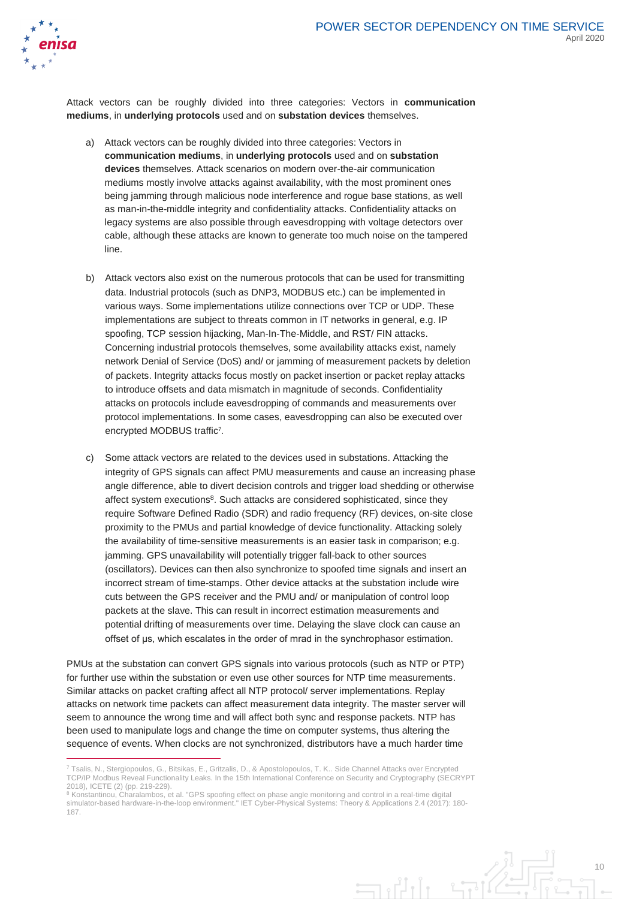Attack vectors can be roughly divided into three categories: Vectors in **communication mediums**, in **underlying protocols** used and on **substation devices** themselves.

a) Attack vectors can be roughly divided into three categories: Vectors in **communication mediums**, in **underlying protocols** used and on **substation devices** themselves. Attack scenarios on modern over-the-air communication mediums mostly involve attacks against availability, with the most prominent ones being jamming through malicious node interference and rogue base stations, as well as man-in-the-middle integrity and confidentiality attacks. Confidentiality attacks on legacy systems are also possible through eavesdropping with voltage detectors over cable, although these attacks are known to generate too much noise on the tampered line.

b) Attack vectors also exist on the numerous protocols that can be used for transmitting data. Industrial protocols (such as DNP3, MODBUS etc.) can be implemented in various ways. Some implementations utilize connections over TCP or UDP. These implementations are subject to threats common in IT networks in general, e.g. IP spoofing, TCP session hijacking, Man-In-The-Middle, and RST/ FIN attacks. Concerning industrial protocols themselves, some availability attacks exist, namely network Denial of Service (DoS) and/ or jamming of measurement packets by deletion of packets. Integrity attacks focus mostly on packet insertion or packet replay attacks to introduce offsets and data mismatch in magnitude of seconds. Confidentiality attacks on protocols include eavesdropping of commands and measurements over protocol implementations. In some cases, eavesdropping can also be executed over encrypted MODBUS traffic[7].

c) Some attack vectors are related to the devices used in substations. Attacking the integrity of GPS signals can affect PMU measurements and cause an increasing phase angle difference, able to divert decision controls and trigger load shedding or otherwise affect system executions[8]. Such attacks are considered sophisticated, since they require Software Defined Radio (SDR) and radio frequency (RF) devices, on-site close proximity to the PMUs and partial knowledge of device functionality. Attacking solely the availability of time-sensitive measurements is an easier task in comparison; e.g. jamming. GPS unavailability will potentially trigger fall-back to other sources (oscillators). Devices can then also synchronize to spoofed time signals and insert an incorrect stream of time-stamps. Other device attacks at the substation include wire cuts between the GPS receiver and the PMU and/ or manipulation of control loop packets at the slave. This can result in incorrect estimation measurements and potential drifting of measurements over time. Delaying the slave clock can cause an offset of μs, which escalates in the order of mrad in the synchrophasor estimation.

PMUs at the substation can convert GPS signals into various protocols (such as NTP or PTP) for further use within the substation or even use other sources for NTP time measurements. Similar attacks on packet crafting affect all NTP protocol/ server implementations. Replay attacks on network time packets can affect measurement data integrity. The master server will seem to announce the wrong time and will affect both sync and response packets. NTP has been used to manipulate logs and change the time on computer systems, thus altering the sequence of events. When clocks are not synchronized, distributors have a much harder time

---

[7] Tsalis, N., Stergiopoulos, G., Bitsikas, E., Gritzalis, D., & Apostolopoulos, T. K.. Side Channel Attacks over Encrypted TCP/IP Modbus Reveal Functionality Leaks. In the 15th International Conference on Security and Cryptography (SECRYPT 2018), ICETE (2) (pp. 219-229).

[8] Konstantinou, Charalambos, et al. "GPS spoofing effect on phase angle monitoring and control in a real-time digital simulator-based hardware-in-the-loop environment." IET Cyber-Physical Systems: Theory & Applications 2.4 (2017): 180-187.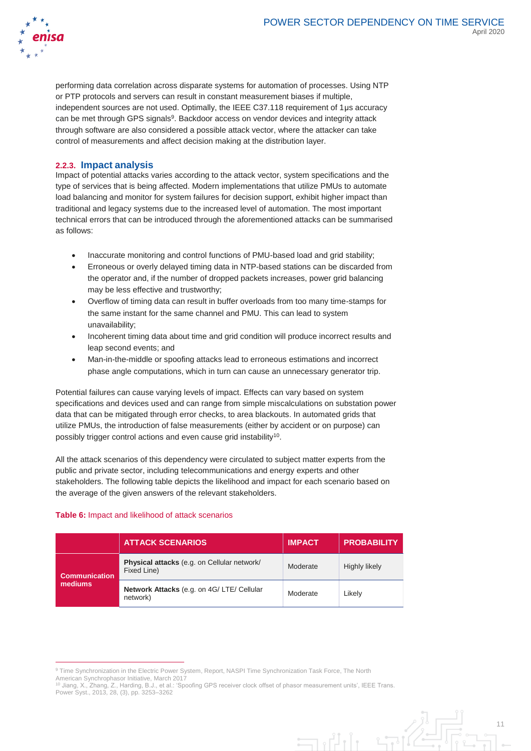performing data correlation across disparate systems for automation of processes. Using NTP or PTP protocols and servers can result in constant measurement biases if multiple, independent sources are not used. Optimally, the IEEE C37.118 requirement of 1μs accuracy can be met through GPS signals[9]. Backdoor access on vendor devices and integrity attack through software are also considered a possible attack vector, where the attacker can take control of measurements and affect decision making at the distribution layer.

### 2.2.3. Impact analysis

Impact of potential attacks varies according to the attack vector, system specifications and the type of services that is being affected. Modern implementations that utilize PMUs to automate load balancing and monitor for system failures for decision support, exhibit higher impact than traditional and legacy systems due to the increased level of automation. The most important technical errors that can be introduced through the aforementioned attacks can be summarised as follows:

- Inaccurate monitoring and control functions of PMU-based load and grid stability;
- Erroneous or overly delayed timing data in NTP-based stations can be discarded from the operator and, if the number of dropped packets increases, power grid balancing may be less effective and trustworthy;
- Overflow of timing data can result in buffer overloads from too many time-stamps for the same instant for the same channel and PMU. This can lead to system unavailability;
- Incoherent timing data about time and grid condition will produce incorrect results and leap second events; and
- Man-in-the-middle or spoofing attacks lead to erroneous estimations and incorrect phase angle computations, which in turn can cause an unnecessary generator trip.

Potential failures can cause varying levels of impact. Effects can vary based on system specifications and devices used and can range from simple miscalculations on substation power data that can be mitigated through error checks, to area blackouts. In automated grids that utilize PMUs, the introduction of false measurements (either by accident or on purpose) can possibly trigger control actions and even cause grid instability[10].

All the attack scenarios of this dependency were circulated to subject matter experts from the public and private sector, including telecommunications and energy experts and other stakeholders. The following table depicts the likelihood and impact for each scenario based on the average of the given answers of the relevant stakeholders.

**Table 6:** Impact and likelihood of attack scenarios

| | ATTACK SCENARIOS | IMPACT | PROBABILITY |
|---|---|---|---|
| **Communication mediums** | **Physical attacks** (e.g. on Cellular network/ Fixed Line) | Moderate | Highly likely |
| | **Network Attacks** (e.g. on 4G/ LTE/ Cellular network) | Moderate | Likely |

[9] Time Synchronization in the Electric Power System, Report, NASPI Time Synchronization Task Force, The North American Synchrophasor Initiative, March 2017

[10] Jiang, X., Zhang, Z., Harding, B.J., et al.: 'Spoofing GPS receiver clock offset of phasor measurement units', IEEE Trans. Power Syst., 2013, 28, (3), pp. 3253–3262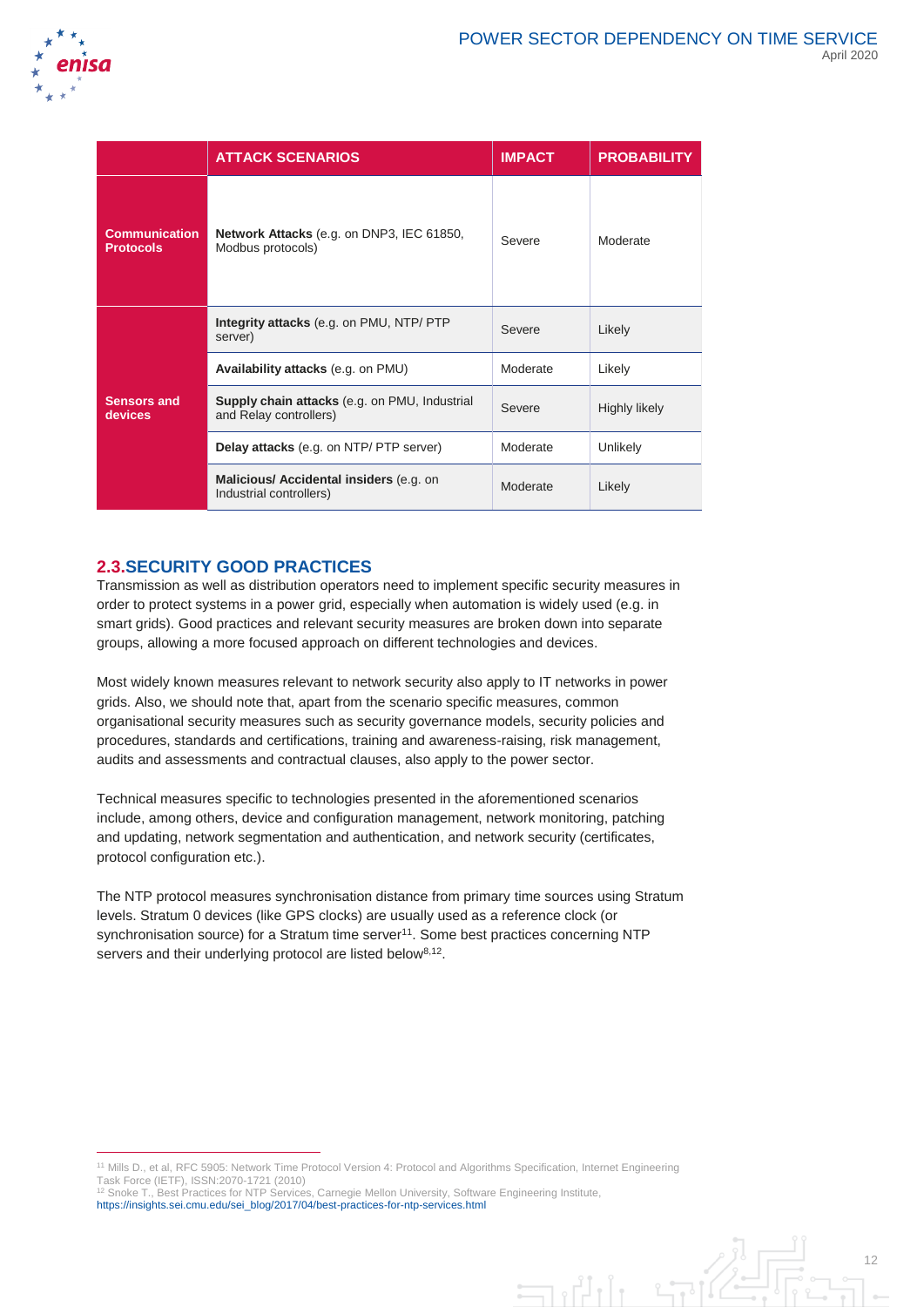| | ATTACK SCENARIOS | IMPACT | PROBABILITY |
|---|---|---|---|
| **Communication Protocols** | **Network Attacks** (e.g. on DNP3, IEC 61850, Modbus protocols) | Severe | Moderate |
| **Sensors and devices** | **Integrity attacks** (e.g. on PMU, NTP/ PTP server) | Severe | Likely |
| | **Availability attacks** (e.g. on PMU) | Moderate | Likely |
| | **Supply chain attacks** (e.g. on PMU, Industrial and Relay controllers) | Severe | Highly likely |
| | **Delay attacks** (e.g. on NTP/ PTP server) | Moderate | Unlikely |
| | **Malicious/ Accidental insiders** (e.g. on Industrial controllers) | Moderate | Likely |

## 2.3. SECURITY GOOD PRACTICES

Transmission as well as distribution operators need to implement specific security measures in order to protect systems in a power grid, especially when automation is widely used (e.g. in smart grids). Good practices and relevant security measures are broken down into separate groups, allowing a more focused approach on different technologies and devices.

Most widely known measures relevant to network security also apply to IT networks in power grids. Also, we should note that, apart from the scenario specific measures, common organisational security measures such as security governance models, security policies and procedures, standards and certifications, training and awareness-raising, risk management, audits and assessments and contractual clauses, also apply to the power sector.

Technical measures specific to technologies presented in the aforementioned scenarios include, among others, device and configuration management, network monitoring, patching and updating, network segmentation and authentication, and network security (certificates, protocol configuration etc.).

The NTP protocol measures synchronisation distance from primary time sources using Stratum levels. Stratum 0 devices (like GPS clocks) are usually used as a reference clock (or synchronisation source) for a Stratum time server[11]. Some best practices concerning NTP servers and their underlying protocol are listed below[8,12].

[11] Mills D., et al, RFC 5905: Network Time Protocol Version 4: Protocol and Algorithms Specification, Internet Engineering Task Force (IETF), ISSN:2070-1721 (2010)

[12] Snoke T., Best Practices for NTP Services, Carnegie Mellon University, Software Engineering Institute, https://insights.sei.cmu.edu/sei_blog/2017/04/best-practices-for-ntp-services.html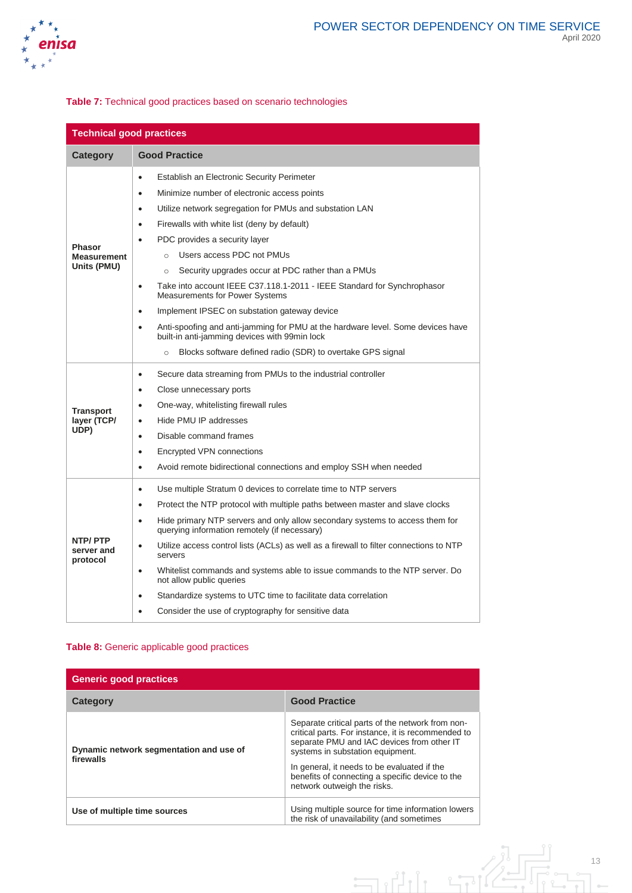**Table 7:** Technical good practices based on scenario technologies

| Technical good practices | |
|---|---|
| **Category** | **Good Practice** |
| **Phasor Measurement Units (PMU)** | • Establish an Electronic Security Perimeter<br>• Minimize number of electronic access points<br>• Utilize network segregation for PMUs and substation LAN<br>• Firewalls with white list (deny by default)<br>• PDC provides a security layer<br>&nbsp;&nbsp;○ Users access PDC not PMUs<br>&nbsp;&nbsp;○ Security upgrades occur at PDC rather than a PMUs<br>• Take into account IEEE C37.118.1-2011 - IEEE Standard for Synchrophasor Measurements for Power Systems<br>• Implement IPSEC on substation gateway device<br>• Anti-spoofing and anti-jamming for PMU at the hardware level. Some devices have built-in anti-jamming devices with 99min lock<br>&nbsp;&nbsp;○ Blocks software defined radio (SDR) to overtake GPS signal |
| **Transport layer (TCP/ UDP)** | • Secure data streaming from PMUs to the industrial controller<br>• Close unnecessary ports<br>• One-way, whitelisting firewall rules<br>• Hide PMU IP addresses<br>• Disable command frames<br>• Encrypted VPN connections<br>• Avoid remote bidirectional connections and employ SSH when needed |
| **NTP/ PTP server and protocol** | • Use multiple Stratum 0 devices to correlate time to NTP servers<br>• Protect the NTP protocol with multiple paths between master and slave clocks<br>• Hide primary NTP servers and only allow secondary systems to access them for querying information remotely (if necessary)<br>• Utilize access control lists (ACLs) as well as a firewall to filter connections to NTP servers<br>• Whitelist commands and systems able to issue commands to the NTP server. Do not allow public queries<br>• Standardize systems to UTC time to facilitate data correlation<br>• Consider the use of cryptography for sensitive data |

**Table 8:** Generic applicable good practices

| Generic good practices | |
|---|---|
| **Category** | **Good Practice** |
| **Dynamic network segmentation and use of firewalls** | Separate critical parts of the network from non-critical parts. For instance, it is recommended to separate PMU and IAC devices from other IT systems in substation equipment.<br><br>In general, it needs to be evaluated if the benefits of connecting a specific device to the network outweigh the risks. |
| **Use of multiple time sources** | Using multiple source for time information lowers the risk of unavailability (and sometimes |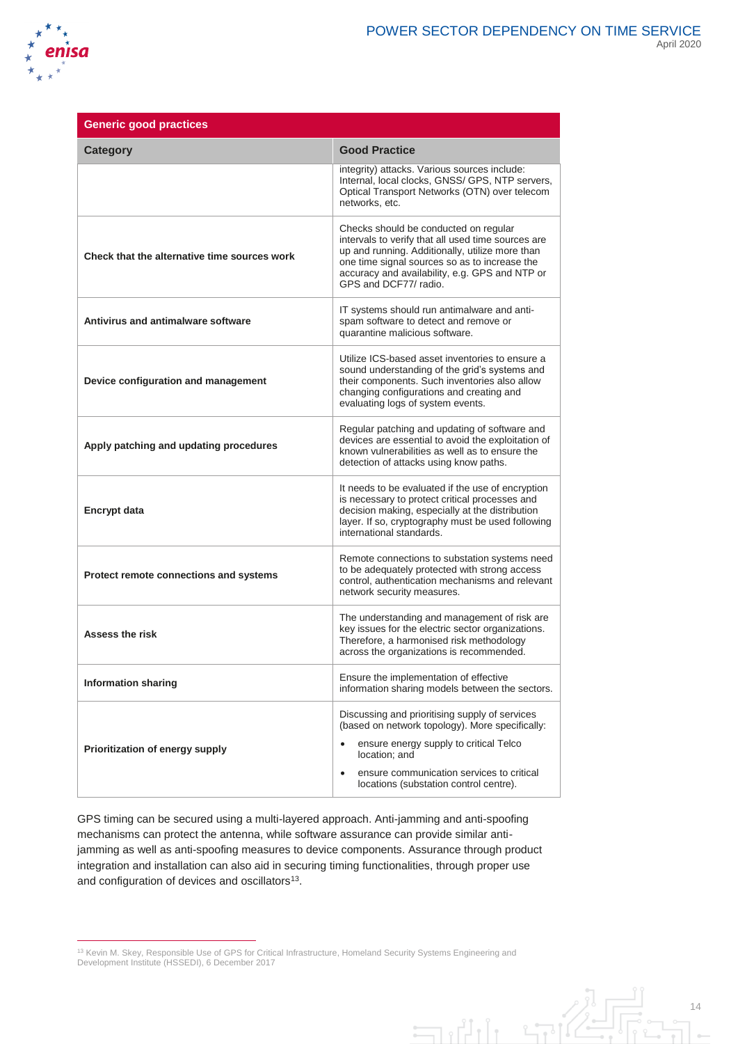| Generic good practices | |
|---|---|
| **Category** | **Good Practice** |
| | integrity) attacks. Various sources include: Internal, local clocks, GNSS/ GPS, NTP servers, Optical Transport Networks (OTN) over telecom networks, etc. |
| **Check that the alternative time sources work** | Checks should be conducted on regular intervals to verify that all used time sources are up and running. Additionally, utilize more than one time signal sources so as to increase the accuracy and availability, e.g. GPS and NTP or GPS and DCF77/ radio. |
| **Antivirus and antimalware software** | IT systems should run antimalware and anti-spam software to detect and remove or quarantine malicious software. |
| **Device configuration and management** | Utilize ICS-based asset inventories to ensure a sound understanding of the grid's systems and their components. Such inventories also allow changing configurations and creating and evaluating logs of system events. |
| **Apply patching and updating procedures** | Regular patching and updating of software and devices are essential to avoid the exploitation of known vulnerabilities as well as to ensure the detection of attacks using know paths. |
| **Encrypt data** | It needs to be evaluated if the use of encryption is necessary to protect critical processes and decision making, especially at the distribution layer. If so, cryptography must be used following international standards. |
| **Protect remote connections and systems** | Remote connections to substation systems need to be adequately protected with strong access control, authentication mechanisms and relevant network security measures. |
| **Assess the risk** | The understanding and management of risk are key issues for the electric sector organizations. Therefore, a harmonised risk methodology across the organizations is recommended. |
| **Information sharing** | Ensure the implementation of effective information sharing models between the sectors. |
| **Prioritization of energy supply** | Discussing and prioritising supply of services (based on network topology). More specifically: <br>• ensure energy supply to critical Telco location; and <br>• ensure communication services to critical locations (substation control centre). |

GPS timing can be secured using a multi-layered approach. Anti-jamming and anti-spoofing mechanisms can protect the antenna, while software assurance can provide similar anti-jamming as well as anti-spoofing measures to device components. Assurance through product integration and installation can also aid in securing timing functionalities, through proper use and configuration of devices and oscillators[13].

[13] Kevin M. Skey, Responsible Use of GPS for Critical Infrastructure, Homeland Security Systems Engineering and Development Institute (HSSEDI), 6 December 2017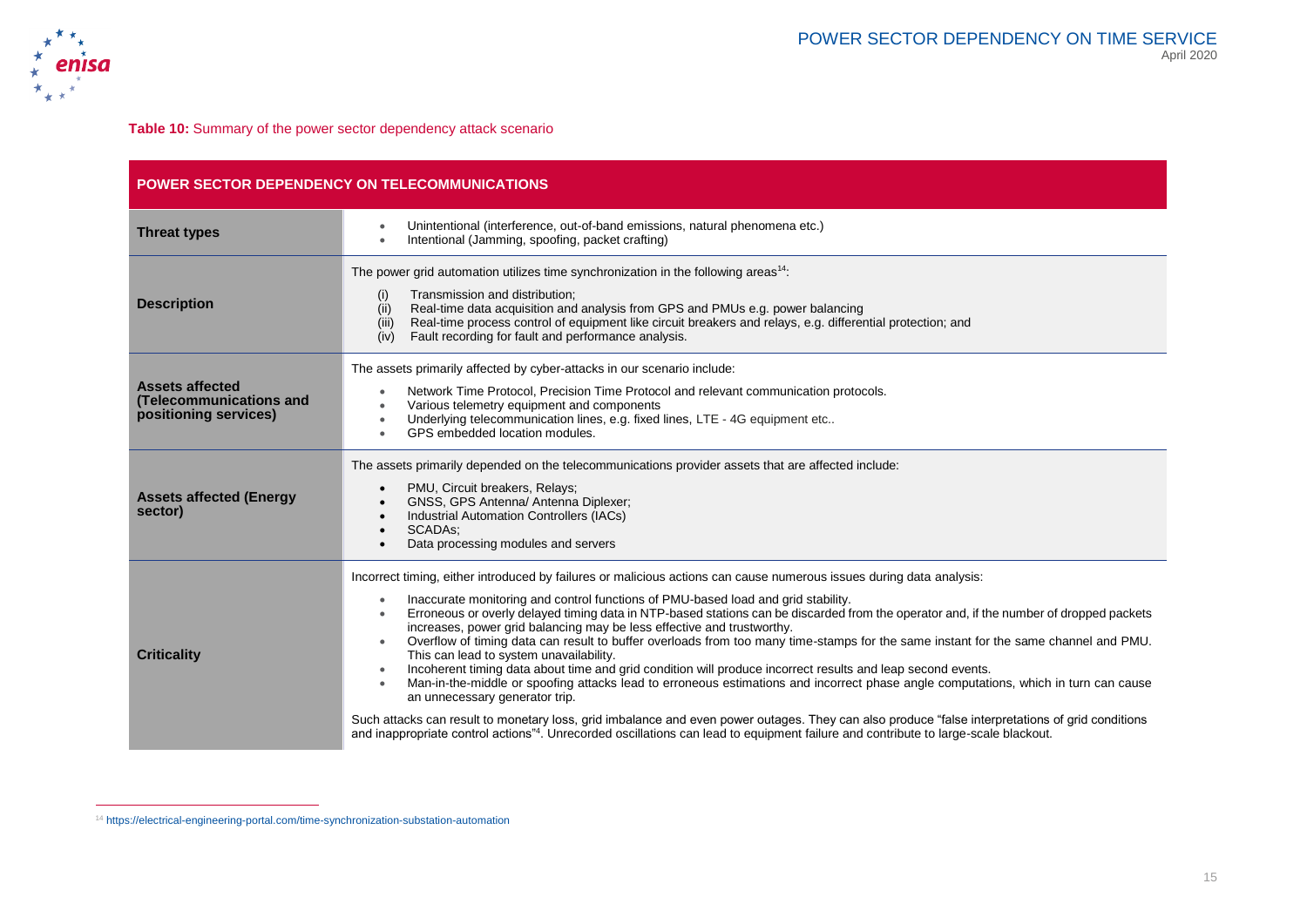**Table 10:** Summary of the power sector dependency attack scenario

| POWER SECTOR DEPENDENCY ON TELECOMMUNICATIONS | |
|---|---|
| **Threat types** | • Unintentional (interference, out-of-band emissions, natural phenomena etc.)<br>• Intentional (Jamming, spoofing, packet crafting) |
| **Description** | The power grid automation utilizes time synchronization in the following areas[14]:<br>(i) Transmission and distribution;<br>(ii) Real-time data acquisition and analysis from GPS and PMUs e.g. power balancing<br>(iii) Real-time process control of equipment like circuit breakers and relays, e.g. differential protection; and<br>(iv) Fault recording for fault and performance analysis. |
| **Assets affected (Telecommunications and positioning services)** | The assets primarily affected by cyber-attacks in our scenario include:<br>• Network Time Protocol, Precision Time Protocol and relevant communication protocols.<br>• Various telemetry equipment and components<br>• Underlying telecommunication lines, e.g. fixed lines, LTE - 4G equipment etc..<br>• GPS embedded location modules. |
| **Assets affected (Energy sector)** | The assets primarily depended on the telecommunications provider assets that are affected include:<br>• PMU, Circuit breakers, Relays;<br>• GNSS, GPS Antenna/ Antenna Diplexer;<br>• Industrial Automation Controllers (IACs)<br>• SCADAs;<br>• Data processing modules and servers |
| **Criticality** | Incorrect timing, either introduced by failures or malicious actions can cause numerous issues during data analysis:<br>• Inaccurate monitoring and control functions of PMU-based load and grid stability.<br>• Erroneous or overly delayed timing data in NTP-based stations can be discarded from the operator and, if the number of dropped packets increases, power grid balancing may be less effective and trustworthy.<br>• Overflow of timing data can result to buffer overloads from too many time-stamps for the same instant for the same channel and PMU. This can lead to system unavailability.<br>• Incoherent timing data about time and grid condition will produce incorrect results and leap second events.<br>• Man-in-the-middle or spoofing attacks lead to erroneous estimations and incorrect phase angle computations, which in turn can cause an unnecessary generator trip.<br>Such attacks can result to monetary loss, grid imbalance and even power outages. They can also produce "false interpretations of grid conditions and inappropriate control actions"[4]. Unrecorded oscillations can lead to equipment failure and contribute to large-scale blackout. |

[14] https://electrical-engineering-portal.com/time-synchronization-substation-automation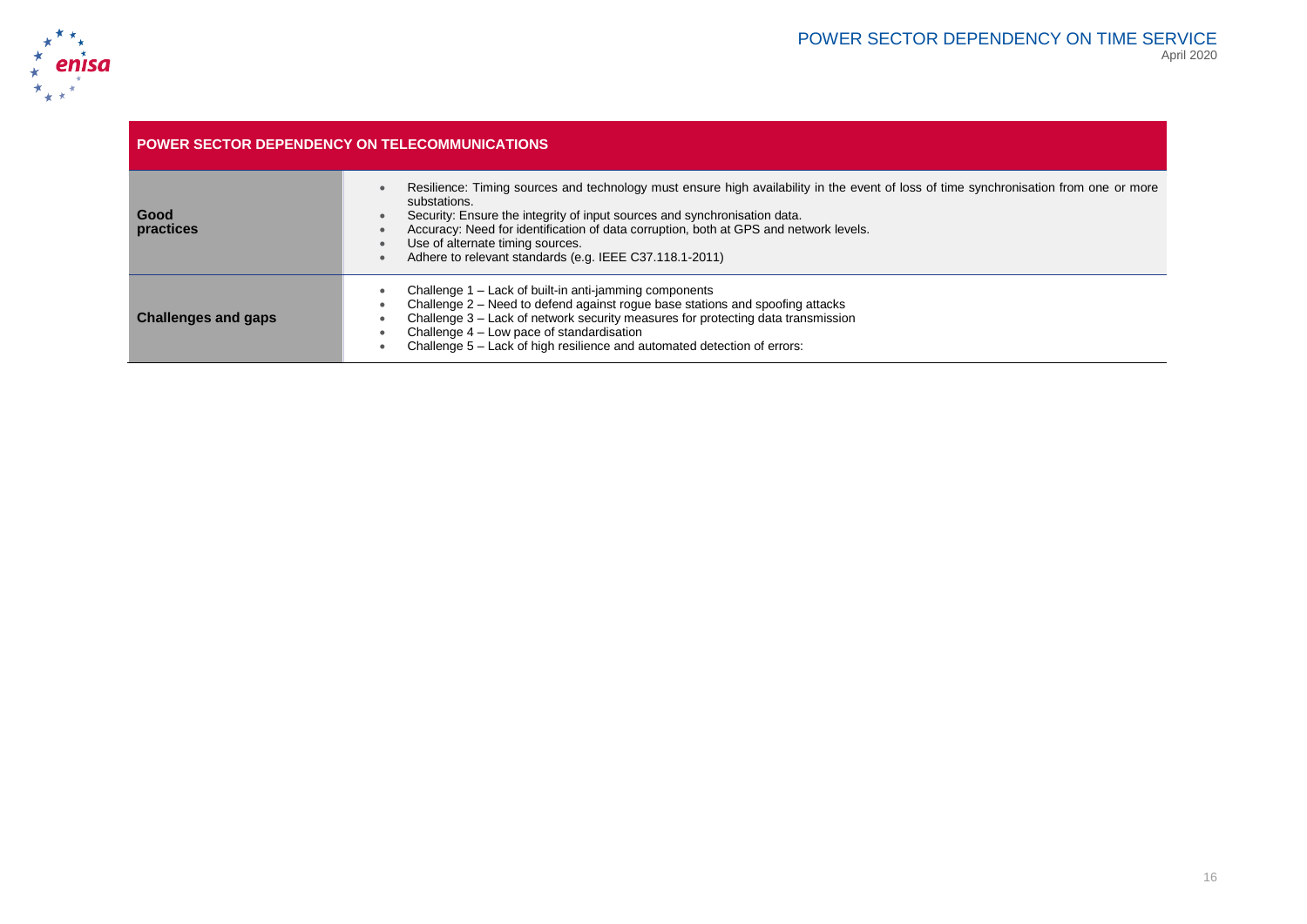| POWER SECTOR DEPENDENCY ON TELECOMMUNICATIONS | |
|---|---|
| **Good practices** | • Resilience: Timing sources and technology must ensure high availability in the event of loss of time synchronisation from one or more substations.<br>• Security: Ensure the integrity of input sources and synchronisation data.<br>• Accuracy: Need for identification of data corruption, both at GPS and network levels.<br>• Use of alternate timing sources.<br>• Adhere to relevant standards (e.g. IEEE C37.118.1-2011) |
| **Challenges and gaps** | • Challenge 1 – Lack of built-in anti-jamming components<br>• Challenge 2 – Need to defend against rogue base stations and spoofing attacks<br>• Challenge 3 – Lack of network security measures for protecting data transmission<br>• Challenge 4 – Low pace of standardisation<br>• Challenge 5 – Lack of high resilience and automated detection of errors: |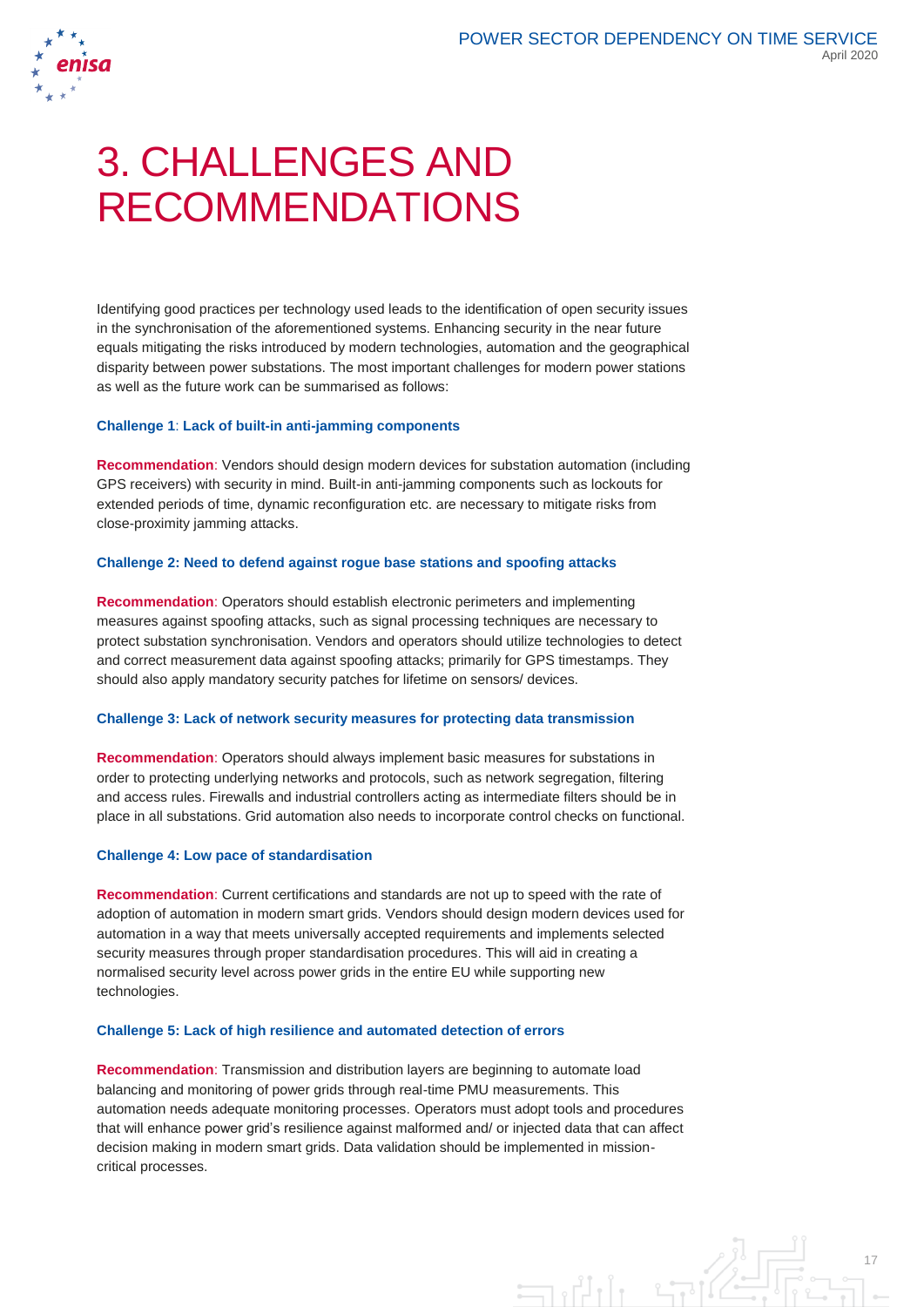# 3. CHALLENGES AND RECOMMENDATIONS

Identifying good practices per technology used leads to the identification of open security issues in the synchronisation of the aforementioned systems. Enhancing security in the near future equals mitigating the risks introduced by modern technologies, automation and the geographical disparity between power substations. The most important challenges for modern power stations as well as the future work can be summarised as follows:

**Challenge 1**: **Lack of built-in anti-jamming components**

**Recommendation**: Vendors should design modern devices for substation automation (including GPS receivers) with security in mind. Built-in anti-jamming components such as lockouts for extended periods of time, dynamic reconfiguration etc. are necessary to mitigate risks from close-proximity jamming attacks.

**Challenge 2: Need to defend against rogue base stations and spoofing attacks**

**Recommendation**: Operators should establish electronic perimeters and implementing measures against spoofing attacks, such as signal processing techniques are necessary to protect substation synchronisation. Vendors and operators should utilize technologies to detect and correct measurement data against spoofing attacks; primarily for GPS timestamps. They should also apply mandatory security patches for lifetime on sensors/ devices.

**Challenge 3: Lack of network security measures for protecting data transmission**

**Recommendation**: Operators should always implement basic measures for substations in order to protecting underlying networks and protocols, such as network segregation, filtering and access rules. Firewalls and industrial controllers acting as intermediate filters should be in place in all substations. Grid automation also needs to incorporate control checks on functional.

**Challenge 4: Low pace of standardisation**

**Recommendation**: Current certifications and standards are not up to speed with the rate of adoption of automation in modern smart grids. Vendors should design modern devices used for automation in a way that meets universally accepted requirements and implements selected security measures through proper standardisation procedures. This will aid in creating a normalised security level across power grids in the entire EU while supporting new technologies.

**Challenge 5: Lack of high resilience and automated detection of errors**

**Recommendation**: Transmission and distribution layers are beginning to automate load balancing and monitoring of power grids through real-time PMU measurements. This automation needs adequate monitoring processes. Operators must adopt tools and procedures that will enhance power grid's resilience against malformed and/ or injected data that can affect decision making in modern smart grids. Data validation should be implemented in mission-critical processes.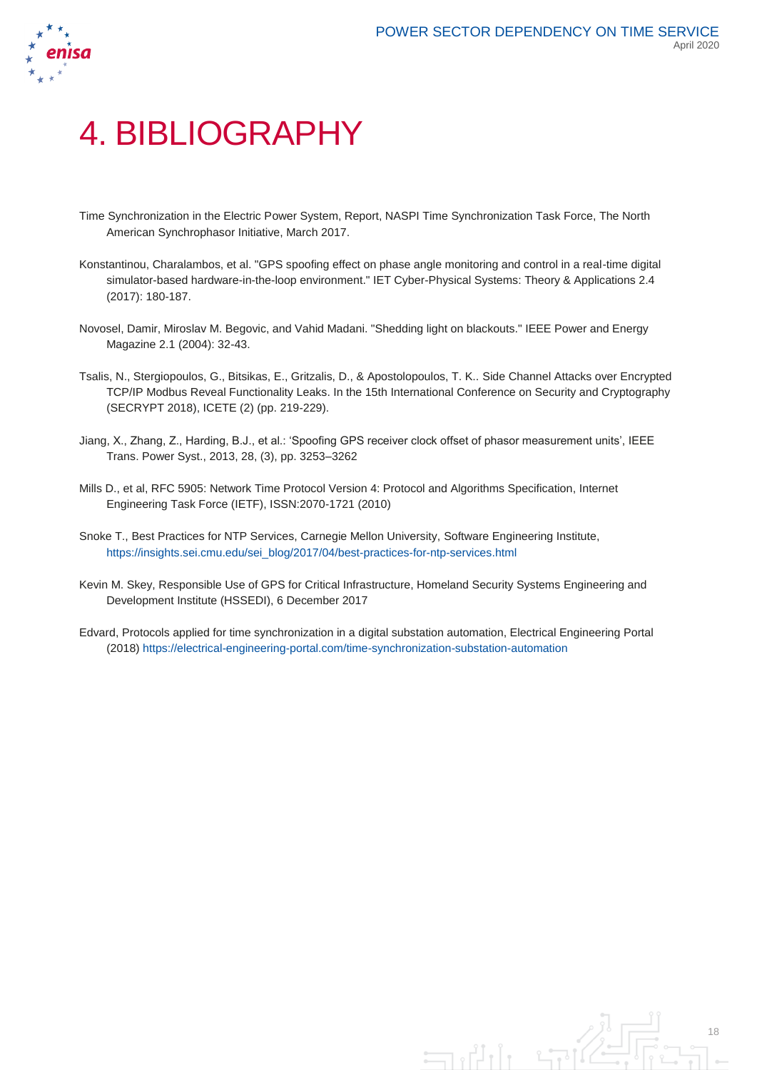# 4. BIBLIOGRAPHY

Time Synchronization in the Electric Power System, Report, NASPI Time Synchronization Task Force, The North American Synchrophasor Initiative, March 2017.

Konstantinou, Charalambos, et al. "GPS spoofing effect on phase angle monitoring and control in a real-time digital simulator-based hardware-in-the-loop environment." IET Cyber-Physical Systems: Theory & Applications 2.4 (2017): 180-187.

Novosel, Damir, Miroslav M. Begovic, and Vahid Madani. "Shedding light on blackouts." IEEE Power and Energy Magazine 2.1 (2004): 32-43.

Tsalis, N., Stergiopoulos, G., Bitsikas, E., Gritzalis, D., & Apostolopoulos, T. K.. Side Channel Attacks over Encrypted TCP/IP Modbus Reveal Functionality Leaks. In the 15th International Conference on Security and Cryptography (SECRYPT 2018), ICETE (2) (pp. 219-229).

Jiang, X., Zhang, Z., Harding, B.J., et al.: 'Spoofing GPS receiver clock offset of phasor measurement units', IEEE Trans. Power Syst., 2013, 28, (3), pp. 3253–3262

Mills D., et al, RFC 5905: Network Time Protocol Version 4: Protocol and Algorithms Specification, Internet Engineering Task Force (IETF), ISSN:2070-1721 (2010)

Snoke T., Best Practices for NTP Services, Carnegie Mellon University, Software Engineering Institute, https://insights.sei.cmu.edu/sei_blog/2017/04/best-practices-for-ntp-services.html

Kevin M. Skey, Responsible Use of GPS for Critical Infrastructure, Homeland Security Systems Engineering and Development Institute (HSSEDI), 6 December 2017

Edvard, Protocols applied for time synchronization in a digital substation automation, Electrical Engineering Portal (2018) https://electrical-engineering-portal.com/time-synchronization-substation-automation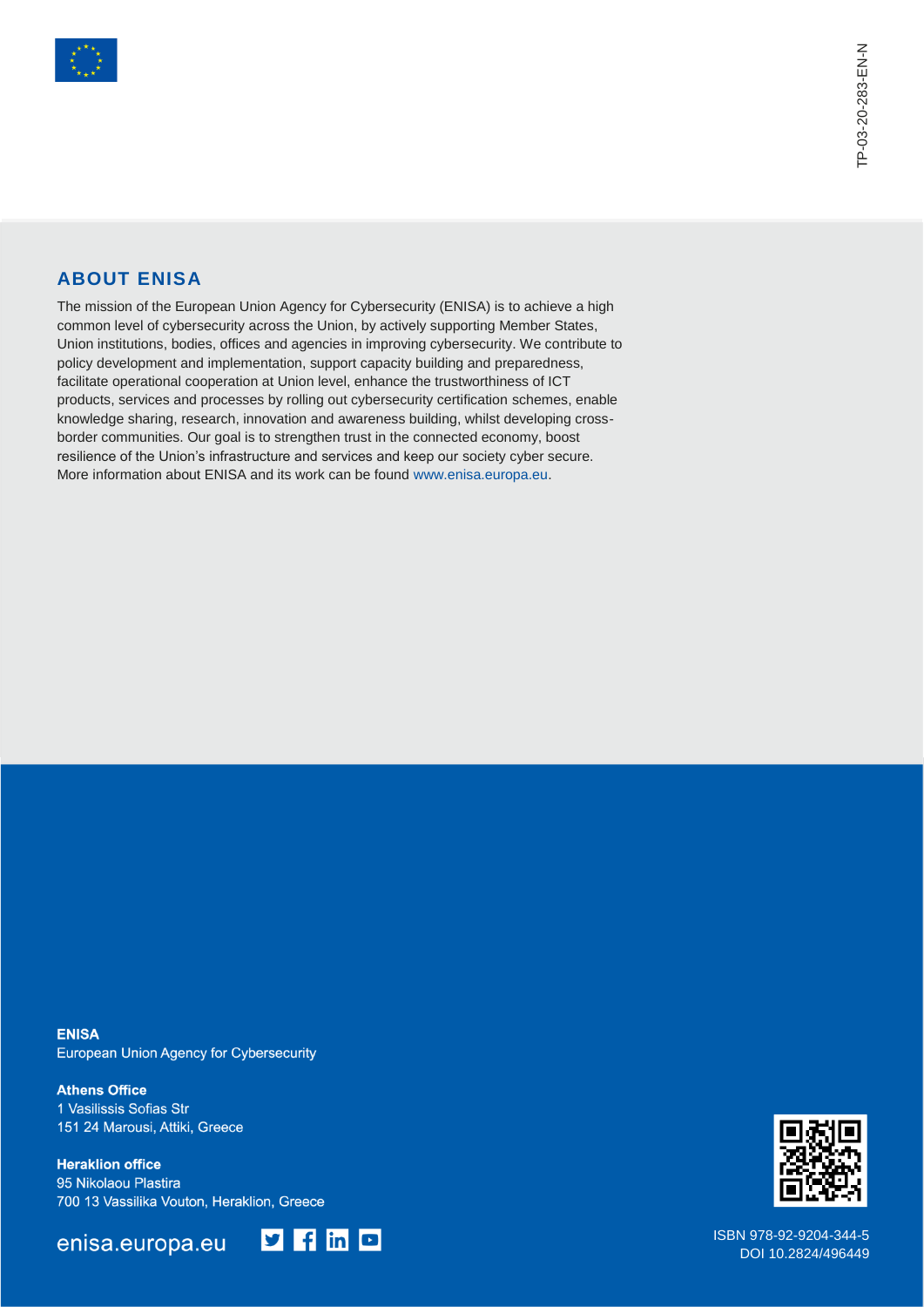TP-03-20-283-EN-N

## ABOUT ENISA

The mission of the European Union Agency for Cybersecurity (ENISA) is to achieve a high common level of cybersecurity across the Union, by actively supporting Member States, Union institutions, bodies, offices and agencies in improving cybersecurity. We contribute to policy development and implementation, support capacity building and preparedness, facilitate operational cooperation at Union level, enhance the trustworthiness of ICT products, services and processes by rolling out cybersecurity certification schemes, enable knowledge sharing, research, innovation and awareness building, whilst developing cross-border communities. Our goal is to strengthen trust in the connected economy, boost resilience of the Union's infrastructure and services and keep our society cyber secure. More information about ENISA and its work can be found www.enisa.europa.eu.

**ENISA**
European Union Agency for Cybersecurity

**Athens Office**
1 Vasilissis Sofias Str
151 24 Marousi, Attiki, Greece

**Heraklion office**
95 Nikolaou Plastira
700 13 Vassilika Vouton, Heraklion, Greece

enisa.europa.eu

ISBN 978-92-9204-344-5
DOI 10.2824/496449